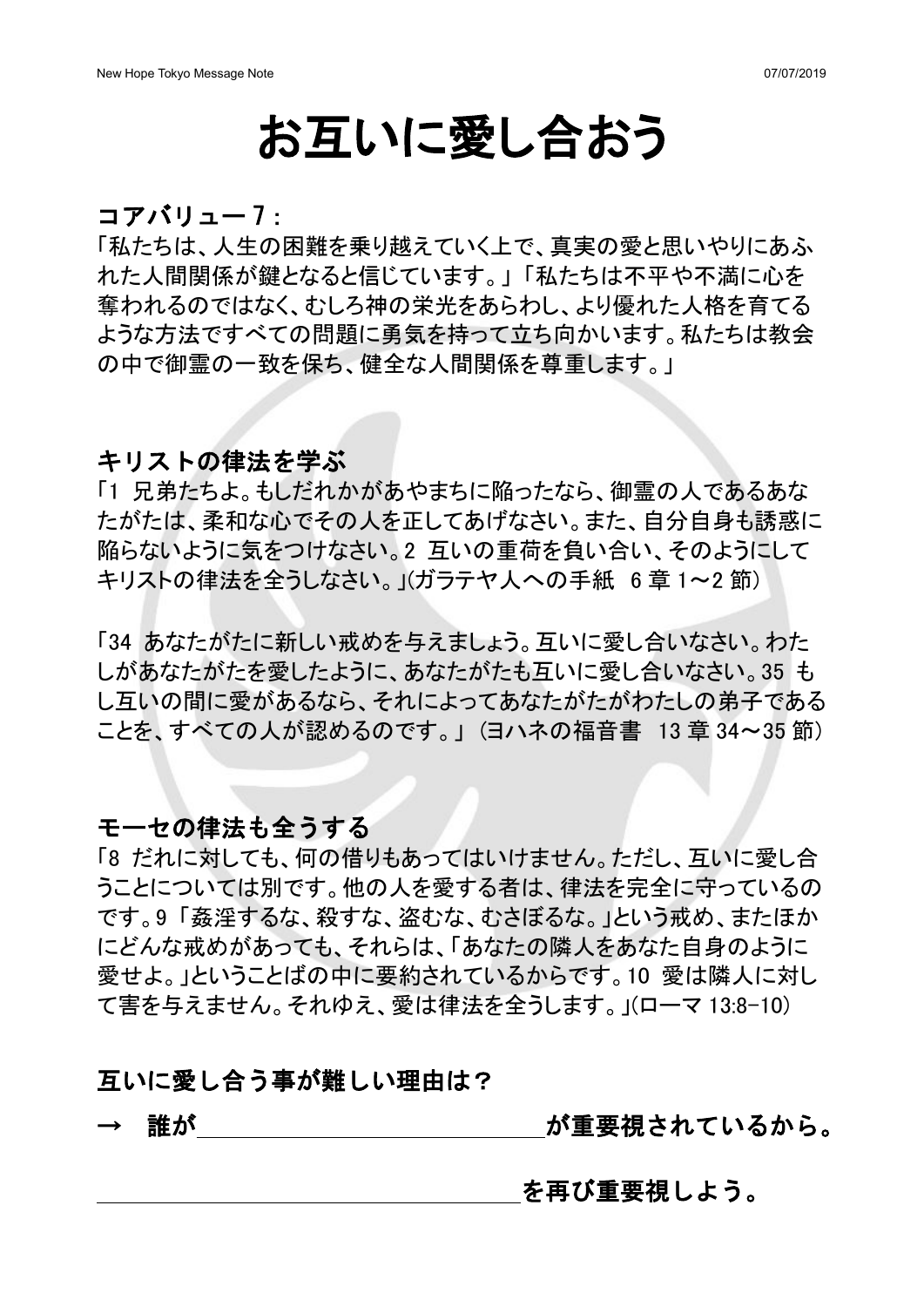# お互いに愛し合おう

## コアバリュー７：

「私たちは、人生の困難を乗り越えていく上で、真実の愛と思いやりにあふれた人間関係が鍵となると信じています。」「私たちは不平や不満に心を奪われるのではなく、むしろ神の栄光をあらわし、より優れた人格を育てるような方法ですべての問題に勇気を持って立ち向かいます。私たちは教会の中で御霊の一致を保ち、健全な人間関係を尊重します。」

## キリストの律法を学ぶ

「1 兄弟たちよ。もしだれかがあやまちに陥ったなら、御霊の人であるあなたがたは、柔和な心でその人を正してあげなさい。また、自分自身も誘惑に陥らないように気をつけなさい。2 互いの重荷を負い合い、そのようにしてキリストの律法を全うしなさい。」(ガラテヤ人への手紙 6 章 1～2 節)

「34 あなたがたに新しい戒めを与えましょう。互いに愛し合いなさい。わたしがあなたがたを愛したように、あなたがたも互いに愛し合いなさい。35 もし互いの間に愛があるなら、それによってあなたがたがわたしの弟子であることを、すべての人が認めるのです。」（ヨハネの福音書 13 章 34～35 節）

## モーセの律法も全うする

「8 だれに対しても、何の借りもあってはいけません。ただし、互いに愛し合うことについては別です。他の人を愛する者は、律法を完全に守っているのです。9「姦淫するな、殺すな、盗むな、むさぼるな。」という戒め、またほかにどんな戒めがあっても、それらは、「あなたの隣人をあなた自身のように愛せよ。」ということばの中に要約されているからです。10 愛は隣人に対して害を与えません。それゆえ、愛は律法を全うします。」(ローマ 13:8-10)

## 互いに愛し合う事が難しい理由は？

**→　誰が\_\_\_\_\_\_\_\_\_\_\_\_\_\_\_\_\_\_\_\_\_\_\_\_\_\_\_\_が重要視されているから。**

**\_\_\_\_\_\_\_\_\_\_\_\_\_\_\_\_\_\_\_\_\_\_\_\_\_\_\_\_\_\_\_\_を再び重要視しよう。**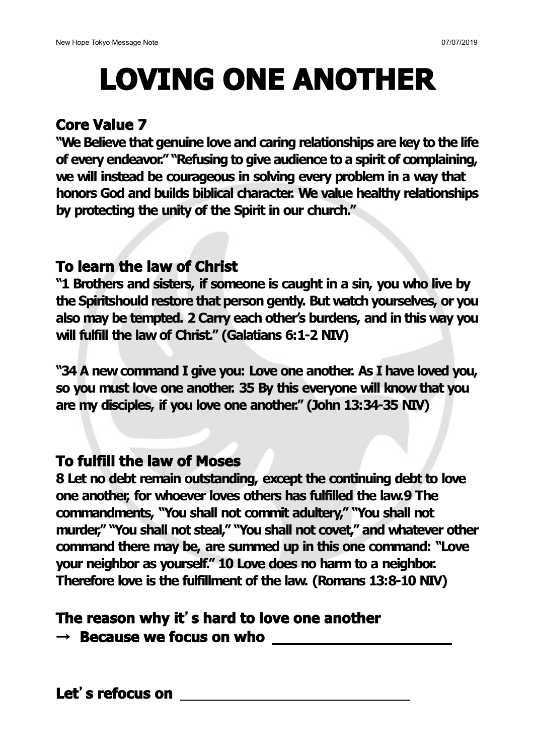# LOVING ONE ANOTHER

## Core Value 7

**"We Believe that genuine love and caring relationships are key to the life of every endeavor." "Refusing to give audience to a spirit of complaining, we will instead be courageous in solving every problem in a way that honors God and builds biblical character. We value healthy relationships by protecting the unity of the Spirit in our church."**

## To learn the law of Christ

**"1 Brothers and sisters, if someone is caught in a sin, you who live by the Spiritshould restore that person gently. But watch yourselves, or you also may be tempted. 2 Carry each other's burdens, and in this way you will fulfill the law of Christ." (Galatians 6:1-2 NIV)**

**"34 A new command I give you: Love one another. As I have loved you, so you must love one another. 35 By this everyone will know that you are my disciples, if you love one another." (John 13:34-35 NIV)**

## To fulfill the law of Moses

**8 Let no debt remain outstanding, except the continuing debt to love one another, for whoever loves others has fulfilled the law.9 The commandments, "You shall not commit adultery," "You shall not murder," "You shall not steal," "You shall not covet," and whatever other command there may be, are summed up in this one command: "Love your neighbor as yourself." 10 Love does no harm to a neighbor. Therefore love is the fulfillment of the law. (Romans 13:8-10 NIV)**

## The reason why it's hard to love one another

## → Because we focus on who ____________________

## Let's refocus on ____________________________